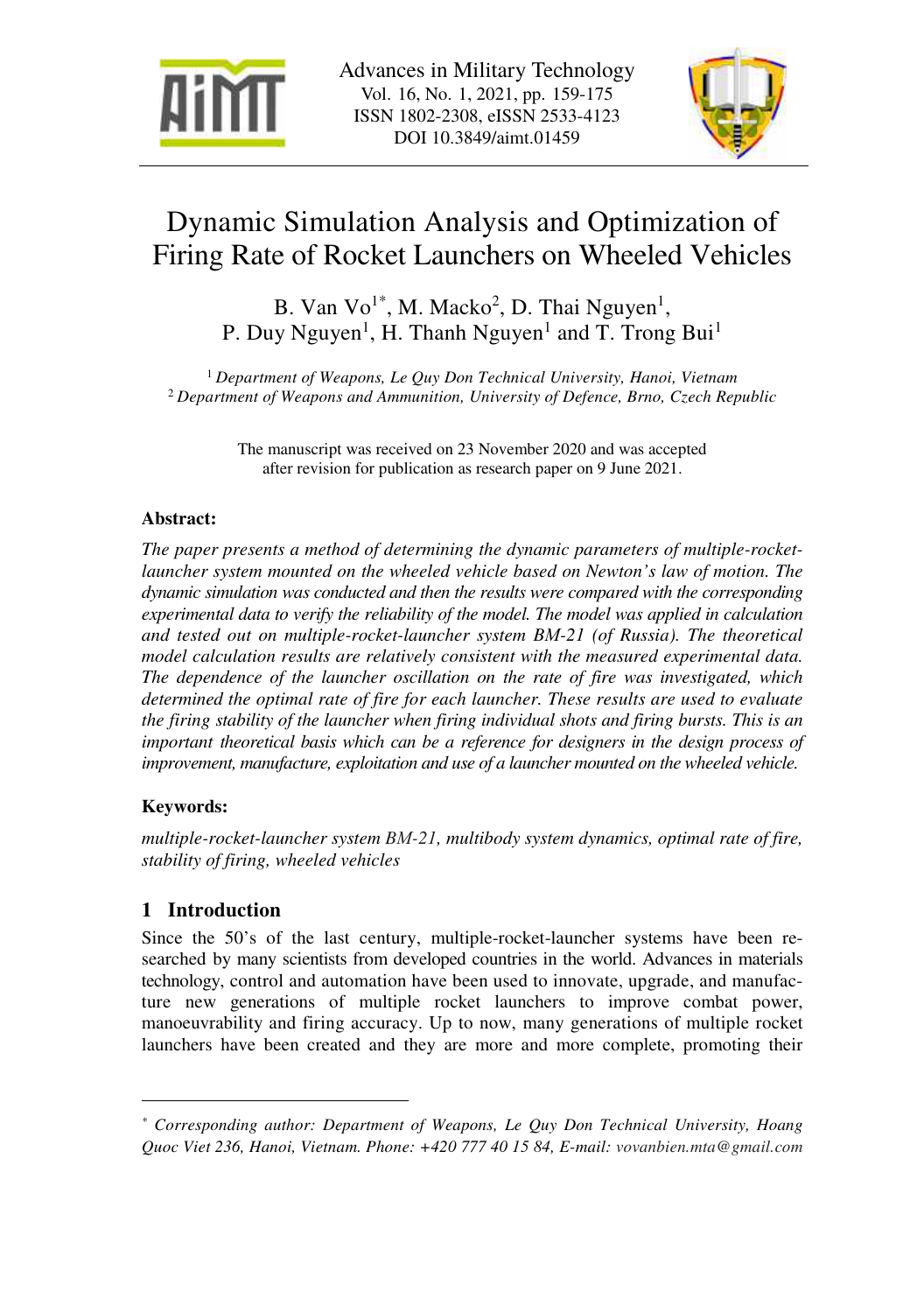# Dynamic Simulation Analysis and Optimization of Firing Rate of Rocket Launchers on Wheeled Vehicles

B. Van Vo[1*], M. Macko[2], D. Thai Nguyen[1], P. Duy Nguyen[1], H. Thanh Nguyen[1] and T. Trong Bui[1]

[1] *Department of Weapons, Le Quy Don Technical University, Hanoi, Vietnam*
[2] *Department of Weapons and Ammunition, University of Defence, Brno, Czech Republic*

The manuscript was received on 23 November 2020 and was accepted after revision for publication as research paper on 9 June 2021.

**Abstract:**

*The paper presents a method of determining the dynamic parameters of multiple-rocket-launcher system mounted on the wheeled vehicle based on Newton's law of motion. The dynamic simulation was conducted and then the results were compared with the corresponding experimental data to verify the reliability of the model. The model was applied in calculation and tested out on multiple-rocket-launcher system BM-21 (of Russia). The theoretical model calculation results are relatively consistent with the measured experimental data. The dependence of the launcher oscillation on the rate of fire was investigated, which determined the optimal rate of fire for each launcher. These results are used to evaluate the firing stability of the launcher when firing individual shots and firing bursts. This is an important theoretical basis which can be a reference for designers in the design process of improvement, manufacture, exploitation and use of a launcher mounted on the wheeled vehicle.*

**Keywords:**

*multiple-rocket-launcher system BM-21, multibody system dynamics, optimal rate of fire, stability of firing, wheeled vehicles*

## 1 Introduction

Since the 50's of the last century, multiple-rocket-launcher systems have been researched by many scientists from developed countries in the world. Advances in materials technology, control and automation have been used to innovate, upgrade, and manufacture new generations of multiple rocket launchers to improve combat power, manoeuvrability and firing accuracy. Up to now, many generations of multiple rocket launchers have been created and they are more and more complete, promoting their

---

[*] *Corresponding author: Department of Weapons, Le Quy Don Technical University, Hoang Quoc Viet 236, Hanoi, Vietnam. Phone: +420 777 40 15 84, E-mail: vovanbien.mta@gmail.com*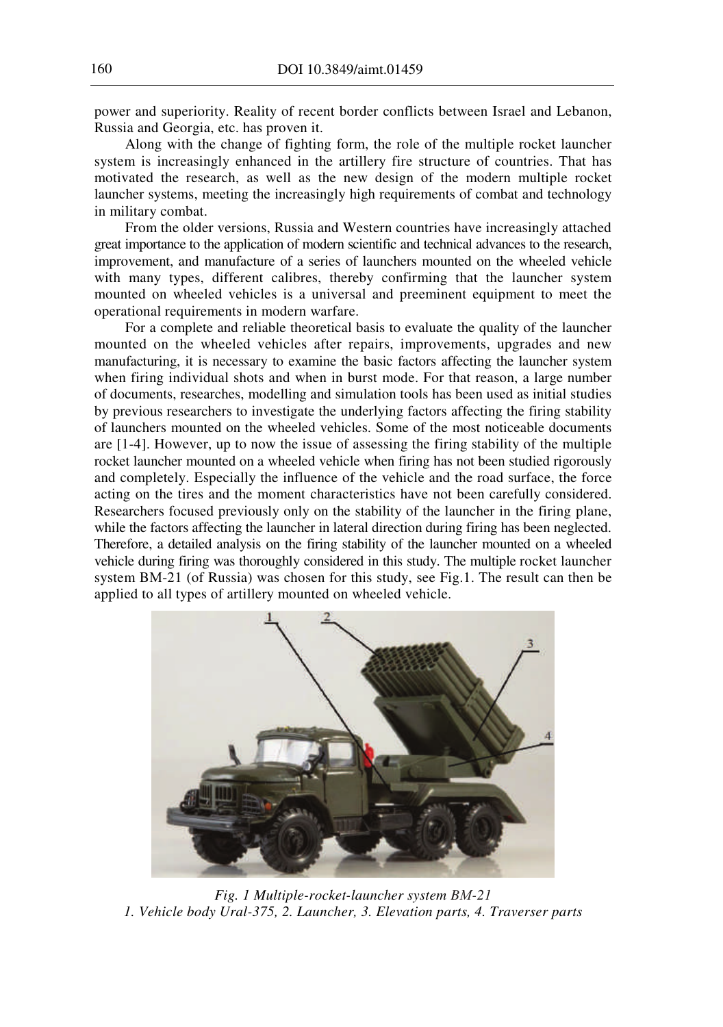power and superiority. Reality of recent border conflicts between Israel and Lebanon, Russia and Georgia, etc. has proven it.

Along with the change of fighting form, the role of the multiple rocket launcher system is increasingly enhanced in the artillery fire structure of countries. That has motivated the research, as well as the new design of the modern multiple rocket launcher systems, meeting the increasingly high requirements of combat and technology in military combat.

From the older versions, Russia and Western countries have increasingly attached great importance to the application of modern scientific and technical advances to the research, improvement, and manufacture of a series of launchers mounted on the wheeled vehicle with many types, different calibres, thereby confirming that the launcher system mounted on wheeled vehicles is a universal and preeminent equipment to meet the operational requirements in modern warfare.

For a complete and reliable theoretical basis to evaluate the quality of the launcher mounted on the wheeled vehicles after repairs, improvements, upgrades and new manufacturing, it is necessary to examine the basic factors affecting the launcher system when firing individual shots and when in burst mode. For that reason, a large number of documents, researches, modelling and simulation tools has been used as initial studies by previous researchers to investigate the underlying factors affecting the firing stability of launchers mounted on the wheeled vehicles. Some of the most noticeable documents are [1-4]. However, up to now the issue of assessing the firing stability of the multiple rocket launcher mounted on a wheeled vehicle when firing has not been studied rigorously and completely. Especially the influence of the vehicle and the road surface, the force acting on the tires and the moment characteristics have not been carefully considered. Researchers focused previously only on the stability of the launcher in the firing plane, while the factors affecting the launcher in lateral direction during firing has been neglected. Therefore, a detailed analysis on the firing stability of the launcher mounted on a wheeled vehicle during firing was thoroughly considered in this study. The multiple rocket launcher system BM-21 (of Russia) was chosen for this study, see Fig.1. The result can then be applied to all types of artillery mounted on wheeled vehicle.

*Fig. 1 Multiple-rocket-launcher system BM-21*
*1. Vehicle body Ural-375, 2. Launcher, 3. Elevation parts, 4. Traverser parts*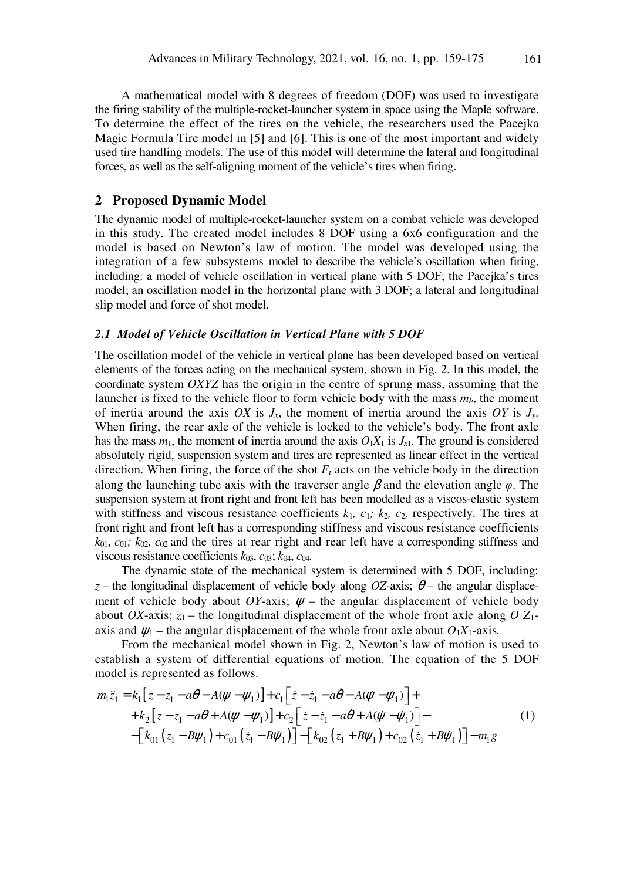A mathematical model with 8 degrees of freedom (DOF) was used to investigate the firing stability of the multiple-rocket-launcher system in space using the Maple software. To determine the effect of the tires on the vehicle, the researchers used the Pacejka Magic Formula Tire model in [5] and [6]. This is one of the most important and widely used tire handling models. The use of this model will determine the lateral and longitudinal forces, as well as the self-aligning moment of the vehicle's tires when firing.

## 2 Proposed Dynamic Model

The dynamic model of multiple-rocket-launcher system on a combat vehicle was developed in this study. The created model includes 8 DOF using a 6x6 configuration and the model is based on Newton's law of motion. The model was developed using the integration of a few subsystems model to describe the vehicle's oscillation when firing, including: a model of vehicle oscillation in vertical plane with 5 DOF; the Pacejka's tires model; an oscillation model in the horizontal plane with 3 DOF; a lateral and longitudinal slip model and force of shot model.

### *2.1 Model of Vehicle Oscillation in Vertical Plane with 5 DOF*

The oscillation model of the vehicle in vertical plane has been developed based on vertical elements of the forces acting on the mechanical system, shown in Fig. 2. In this model, the coordinate system *OXYZ* has the origin in the centre of sprung mass, assuming that the launcher is fixed to the vehicle floor to form vehicle body with the mass $m_b$, the moment of inertia around the axis *OX* is $J_x$, the moment of inertia around the axis *OY* is $J_y$. When firing, the rear axle of the vehicle is locked to the vehicle's body. The front axle has the mass $m_1$, the moment of inertia around the axis $O_1X_1$ is $J_{x1}$. The ground is considered absolutely rigid, suspension system and tires are represented as linear effect in the vertical direction. When firing, the force of the shot $F_t$ acts on the vehicle body in the direction along the launching tube axis with the traverser angle $\beta$ and the elevation angle $\varphi$. The suspension system at front right and front left has been modelled as a viscos-elastic system with stiffness and viscous resistance coefficients $k_1$, $c_1$; $k_2$, $c_2$, respectively. The tires at front right and front left has a corresponding stiffness and viscous resistance coefficients $k_{01}$, $c_{01}$; $k_{02}$, $c_{02}$ and the tires at rear right and rear left have a corresponding stiffness and viscous resistance coefficients $k_{03}$, $c_{03}$; $k_{04}$, $c_{04}$.

The dynamic state of the mechanical system is determined with 5 DOF, including: $z$ – the longitudinal displacement of vehicle body along *OZ*-axis; $\theta$ – the angular displacement of vehicle body about *OY*-axis; $\psi$ – the angular displacement of vehicle body about *OX*-axis; $z_1$ – the longitudinal displacement of the whole front axle along $O_1Z_1$-axis and $\psi_1$ – the angular displacement of the whole front axle about $O_1X_1$-axis.

From the mechanical model shown in Fig. 2, Newton's law of motion is used to establish a system of differential equations of motion. The equation of the 5 DOF model is represented as follows.

$$
\begin{aligned}
m_1\ddot{z}_1 = {} & k_1\left[z - z_1 - a\theta - A(\psi - \psi_1)\right] + c_1\left[\dot{z} - \dot{z}_1 - a\dot{\theta} - A(\dot{\psi} - \dot{\psi}_1)\right] + \\
& + k_2\left[z - z_1 - a\theta + A(\psi - \psi_1)\right] + c_2\left[\dot{z} - \dot{z}_1 - a\dot{\theta} + A(\dot{\psi} - \dot{\psi}_1)\right] - \\
& - \left[k_{01}\left(z_1 - B\psi_1\right) + c_{01}\left(\dot{z}_1 - B\dot{\psi}_1\right)\right] - \left[k_{02}\left(z_1 + B\psi_1\right) + c_{02}\left(\dot{z}_1 + B\dot{\psi}_1\right)\right] - m_1 g
\end{aligned}
\tag{1}
$$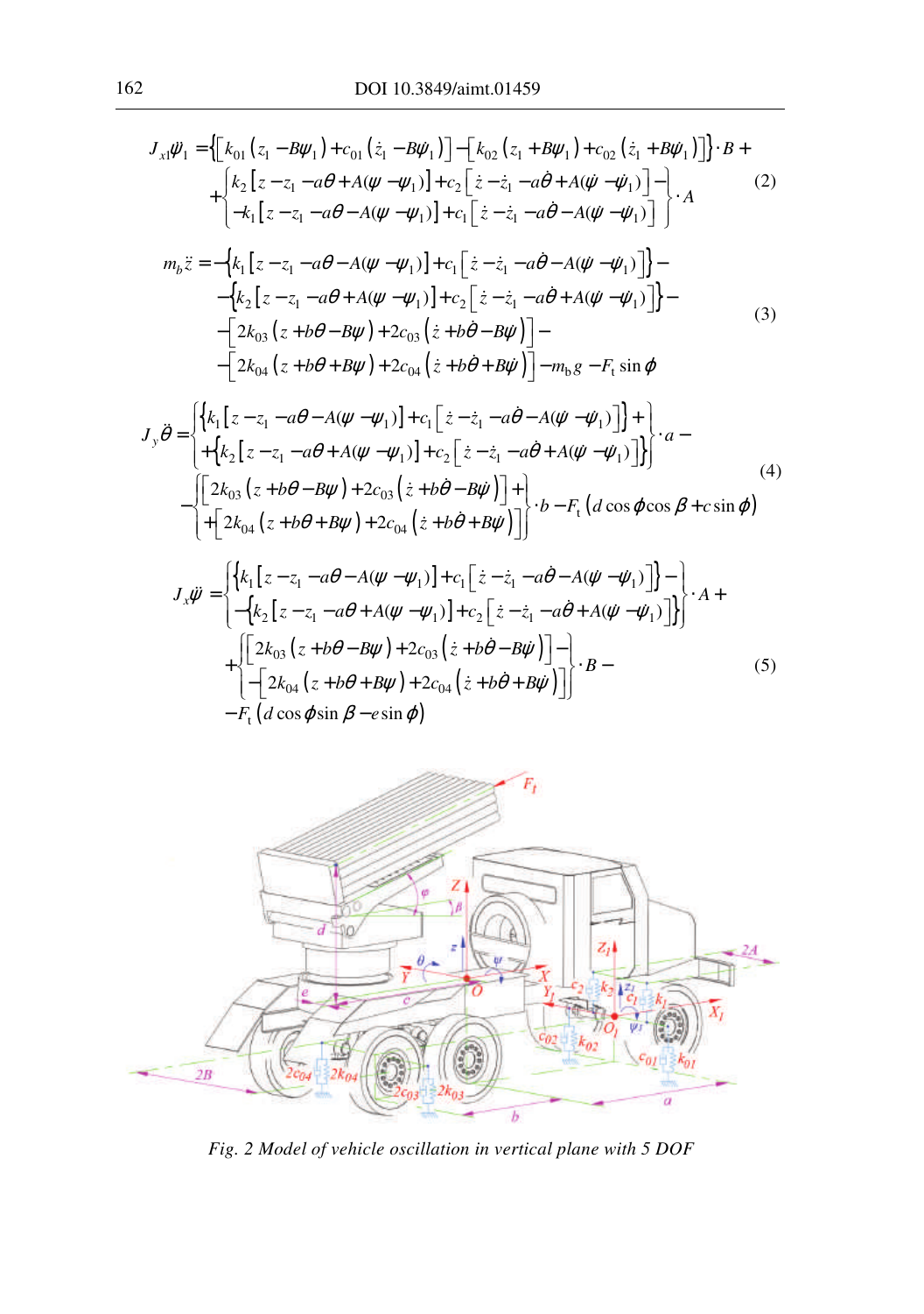$$J_{x1}\ddot{\psi}_1 = \left\{\left[k_{01}\left(z_1 - B\psi_1\right) + c_{01}\left(\dot{z}_1 - B\dot{\psi}_1\right)\right] - \left[k_{02}\left(z_1 + B\psi_1\right) + c_{02}\left(\dot{z}_1 + B\dot{\psi}_1\right)\right]\right\}\cdot B + \\ + \left\{\begin{matrix} k_2\left[z - z_1 - a\theta + A(\psi - \psi_1)\right] + c_2\left[\dot{z} - \dot{z}_1 - a\dot{\theta} + A(\dot{\psi} - \dot{\psi}_1)\right] - \\ - k_1\left[z - z_1 - a\theta - A(\psi - \psi_1)\right] + c_1\left[\dot{z} - \dot{z}_1 - a\dot{\theta} - A(\dot{\psi} - \dot{\psi}_1)\right] \end{matrix}\right\}\cdot A \tag{2}$$

$$m_b\ddot{z} = -\left\{k_1\left[z - z_1 - a\theta - A(\psi - \psi_1)\right] + c_1\left[\dot{z} - \dot{z}_1 - a\dot{\theta} - A(\dot{\psi} - \dot{\psi}_1)\right]\right\} - \\ - \left\{k_2\left[z - z_1 - a\theta + A(\psi - \psi_1)\right] + c_2\left[\dot{z} - \dot{z}_1 - a\dot{\theta} + A(\dot{\psi} - \dot{\psi}_1)\right]\right\} - \\ - \left[2k_{03}\left(z + b\theta - B\psi\right) + 2c_{03}\left(\dot{z} + b\dot{\theta} - B\dot{\psi}\right)\right] - \\ - \left[2k_{04}\left(z + b\theta + B\psi\right) + 2c_{04}\left(\dot{z} + b\dot{\theta} + B\dot{\psi}\right)\right] - m_b g - F_t \sin\phi \tag{3}$$

$$J_y\ddot{\theta} = \left\{\begin{matrix} \left\{k_1\left[z - z_1 - a\theta - A(\psi - \psi_1)\right] + c_1\left[\dot{z} - \dot{z}_1 - a\dot{\theta} - A(\dot{\psi} - \dot{\psi}_1)\right]\right\} + \\ + \left\{k_2\left[z - z_1 - a\theta + A(\psi - \psi_1)\right] + c_2\left[\dot{z} - \dot{z}_1 - a\dot{\theta} + A(\dot{\psi} - \dot{\psi}_1)\right]\right\} \end{matrix}\right\}\cdot a - \\ - \left\{\begin{matrix} \left[2k_{03}\left(z + b\theta - B\psi\right) + 2c_{03}\left(\dot{z} + b\dot{\theta} - B\dot{\psi}\right)\right] + \\ + \left[2k_{04}\left(z + b\theta + B\psi\right) + 2c_{04}\left(\dot{z} + b\dot{\theta} + B\dot{\psi}\right)\right] \end{matrix}\right\}\cdot b - F_t\left(d\cos\phi\cos\beta + c\sin\phi\right) \tag{4}$$

$$J_x\ddot{\psi} = \left\{\begin{matrix} \left\{k_1\left[z - z_1 - a\theta - A(\psi - \psi_1)\right] + c_1\left[\dot{z} - \dot{z}_1 - a\dot{\theta} - A(\dot{\psi} - \dot{\psi}_1)\right]\right\} - \\ - \left\{k_2\left[z - z_1 - a\theta + A(\psi - \psi_1)\right] + c_2\left[\dot{z} - \dot{z}_1 - a\dot{\theta} + A(\dot{\psi} - \dot{\psi}_1)\right]\right\} \end{matrix}\right\}\cdot A + \\ + \left\{\begin{matrix} \left[2k_{03}\left(z + b\theta - B\psi\right) + 2c_{03}\left(\dot{z} + b\dot{\theta} - B\dot{\psi}\right)\right] - \\ - \left[2k_{04}\left(z + b\theta + B\psi\right) + 2c_{04}\left(\dot{z} + b\dot{\theta} + B\dot{\psi}\right)\right] \end{matrix}\right\}\cdot B - \\ - F_t\left(d\cos\phi\sin\beta - e\sin\phi\right) \tag{5}$$

*Fig. 2 Model of vehicle oscillation in vertical plane with 5 DOF*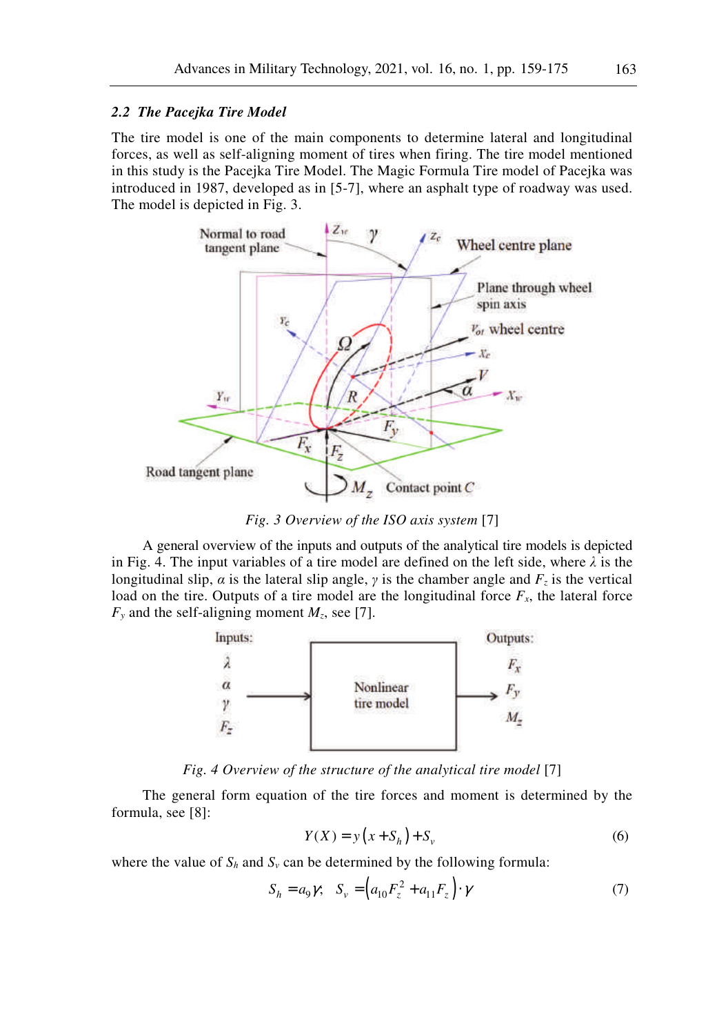### 2.2 The Pacejka Tire Model

The tire model is one of the main components to determine lateral and longitudinal forces, as well as self-aligning moment of tires when firing. The tire model mentioned in this study is the Pacejka Tire Model. The Magic Formula Tire model of Pacejka was introduced in 1987, developed as in [5-7], where an asphalt type of roadway was used. The model is depicted in Fig. 3.

*Fig. 3 Overview of the ISO axis system* [7]

A general overview of the inputs and outputs of the analytical tire models is depicted in Fig. 4. The input variables of a tire model are defined on the left side, where $\lambda$ is the longitudinal slip, $\alpha$ is the lateral slip angle, $\gamma$ is the chamber angle and $F_z$ is the vertical load on the tire. Outputs of a tire model are the longitudinal force $F_x$, the lateral force $F_y$ and the self-aligning moment $M_z$, see [7].

*Fig. 4 Overview of the structure of the analytical tire model* [7]

The general form equation of the tire forces and moment is determined by the formula, see [8]:

$$Y(X) = y\left(x + S_h\right) + S_v \tag{6}$$

where the value of $S_h$ and $S_v$ can be determined by the following formula:

$$S_h = a_9\gamma; \quad S_v = \left(a_{10}F_z^2 + a_{11}F_z\right)\cdot\gamma \tag{7}$$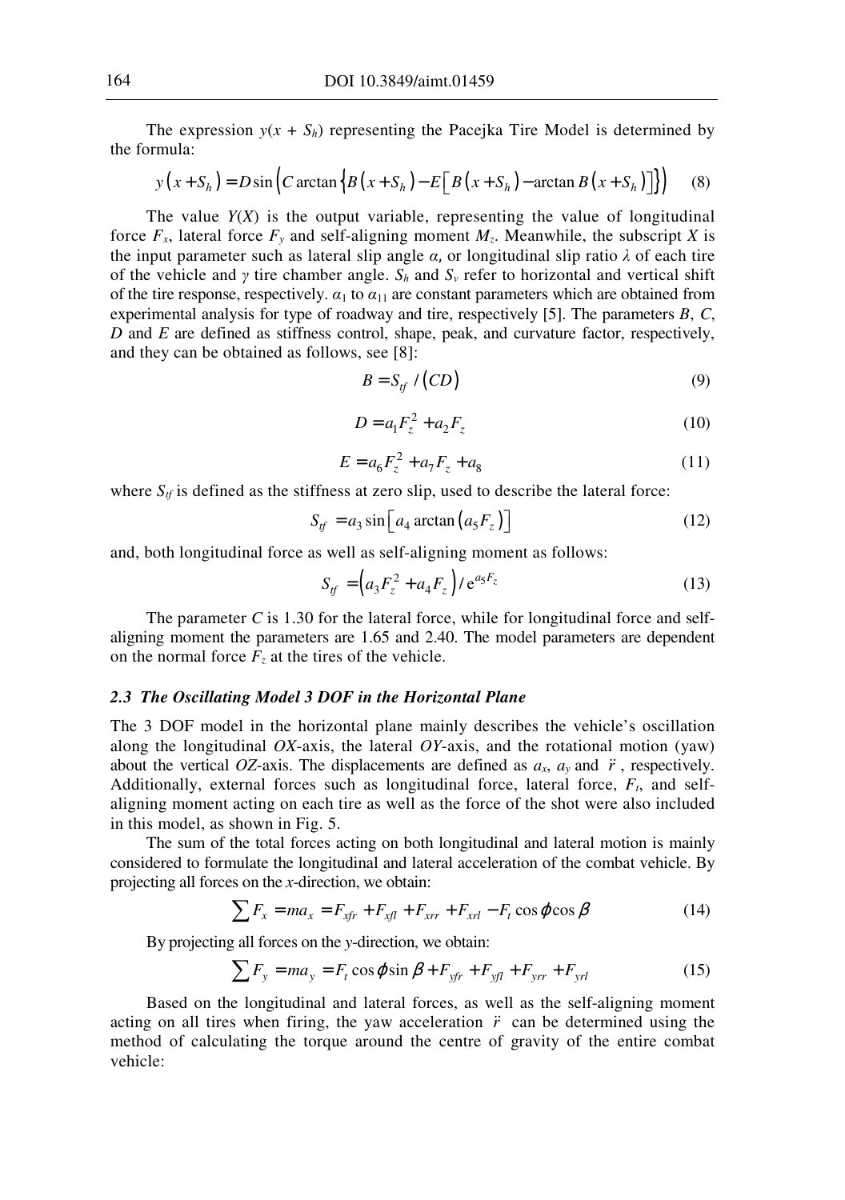The expression $y(x + S_h)$ representing the Pacejka Tire Model is determined by the formula:

$$y\left(x+S_h\right)=D\sin\left(C\arctan\left\{B\left(x+S_h\right)-E\left[B\left(x+S_h\right)-\arctan B\left(x+S_h\right)\right]\right\}\right) \tag{8}$$

The value $Y(X)$ is the output variable, representing the value of longitudinal force $F_x$, lateral force $F_y$ and self-aligning moment $M_z$. Meanwhile, the subscript $X$ is the input parameter such as lateral slip angle $\alpha$, or longitudinal slip ratio $\lambda$ of each tire of the vehicle and $\gamma$ tire chamber angle. $S_h$ and $S_v$ refer to horizontal and vertical shift of the tire response, respectively. $\alpha_1$ to $\alpha_{11}$ are constant parameters which are obtained from experimental analysis for type of roadway and tire, respectively [5]. The parameters $B$, $C$, $D$ and $E$ are defined as stiffness control, shape, peak, and curvature factor, respectively, and they can be obtained as follows, see [8]:

$$B=S_{tf}/\left(CD\right) \tag{9}$$

$$D=a_1F_z^2+a_2F_z \tag{10}$$

$$E=a_6F_z^2+a_7F_z+a_8 \tag{11}$$

where $S_{tf}$ is defined as the stiffness at zero slip, used to describe the lateral force:

$$S_{tf}=a_3\sin\left[a_4\arctan\left(a_5F_z\right)\right] \tag{12}$$

and, both longitudinal force as well as self-aligning moment as follows:

$$S_{tf}=\left(a_3F_z^2+a_4F_z\right)/\mathrm{e}^{a_5F_z} \tag{13}$$

The parameter $C$ is 1.30 for the lateral force, while for longitudinal force and self-aligning moment the parameters are 1.65 and 2.40. The model parameters are dependent on the normal force $F_z$ at the tires of the vehicle.

### *2.3 The Oscillating Model 3 DOF in the Horizontal Plane*

The 3 DOF model in the horizontal plane mainly describes the vehicle's oscillation along the longitudinal *OX*-axis, the lateral *OY*-axis, and the rotational motion (yaw) about the vertical *OZ*-axis. The displacements are defined as $a_x$, $a_y$ and $\ddot{r}$, respectively. Additionally, external forces such as longitudinal force, lateral force, $F_t$, and self-aligning moment acting on each tire as well as the force of the shot were also included in this model, as shown in Fig. 5.

The sum of the total forces acting on both longitudinal and lateral motion is mainly considered to formulate the longitudinal and lateral acceleration of the combat vehicle. By projecting all forces on the *x*-direction, we obtain:

$$\sum F_x=ma_x=F_{xfr}+F_{xfl}+F_{xrr}+F_{xrl}-F_t\cos\varphi\cos\beta \tag{14}$$

By projecting all forces on the *y*-direction, we obtain:

$$\sum F_y=ma_y=F_t\cos\varphi\sin\beta+F_{yfr}+F_{yfl}+F_{yrr}+F_{yrl} \tag{15}$$

Based on the longitudinal and lateral forces, as well as the self-aligning moment acting on all tires when firing, the yaw acceleration $\ddot{r}$ can be determined using the method of calculating the torque around the centre of gravity of the entire combat vehicle: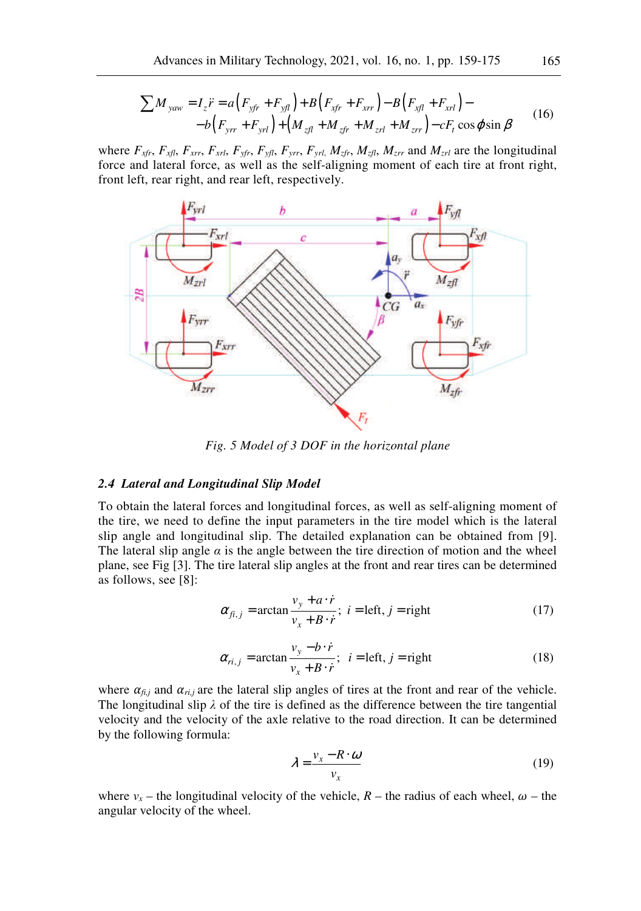$$\sum M_{yaw} = I_z \ddot{r} = a\left(F_{yfr} + F_{yfl}\right) + B\left(F_{xfr} + F_{xrr}\right) - B\left(F_{xfl} + F_{xrl}\right) - \\ -b\left(F_{yrr} + F_{yrl}\right) + \left(M_{zfl} + M_{zfr} + M_{zrl} + M_{zrr}\right) - cF_t \cos\phi \sin\beta \tag{16}$$

where $F_{xfr}$, $F_{xfl}$, $F_{xrr}$, $F_{xrl}$, $F_{yfr}$, $F_{yfl}$, $F_{yrr}$, $F_{yrl}$, $M_{zfr}$, $M_{zfl}$, $M_{zrr}$ and $M_{zrl}$ are the longitudinal force and lateral force, as well as the self-aligning moment of each tire at front right, front left, rear right, and rear left, respectively.

*Fig. 5 Model of 3 DOF in the horizontal plane*

### 2.4 Lateral and Longitudinal Slip Model

To obtain the lateral forces and longitudinal forces, as well as self-aligning moment of the tire, we need to define the input parameters in the tire model which is the lateral slip angle and longitudinal slip. The detailed explanation can be obtained from [9]. The lateral slip angle $\alpha$ is the angle between the tire direction of motion and the wheel plane, see Fig [3]. The tire lateral slip angles at the front and rear tires can be determined as follows, see [8]:

$$\alpha_{fi,j} = \arctan\frac{v_y + a\cdot\dot{r}}{v_x + B\cdot\dot{r}};\ i = \text{left},\ j = \text{right} \tag{17}$$

$$\alpha_{ri,j} = \arctan\frac{v_y - b\cdot\dot{r}}{v_x + B\cdot\dot{r}};\ i = \text{left},\ j = \text{right} \tag{18}$$

where $\alpha_{fi,j}$ and $\alpha_{ri,j}$ are the lateral slip angles of tires at the front and rear of the vehicle. The longitudinal slip $\lambda$ of the tire is defined as the difference between the tire tangential velocity and the velocity of the axle relative to the road direction. It can be determined by the following formula:

$$\lambda = \frac{v_x - R\cdot\omega}{v_x} \tag{19}$$

where $v_x$ – the longitudinal velocity of the vehicle, $R$ – the radius of each wheel, $\omega$ – the angular velocity of the wheel.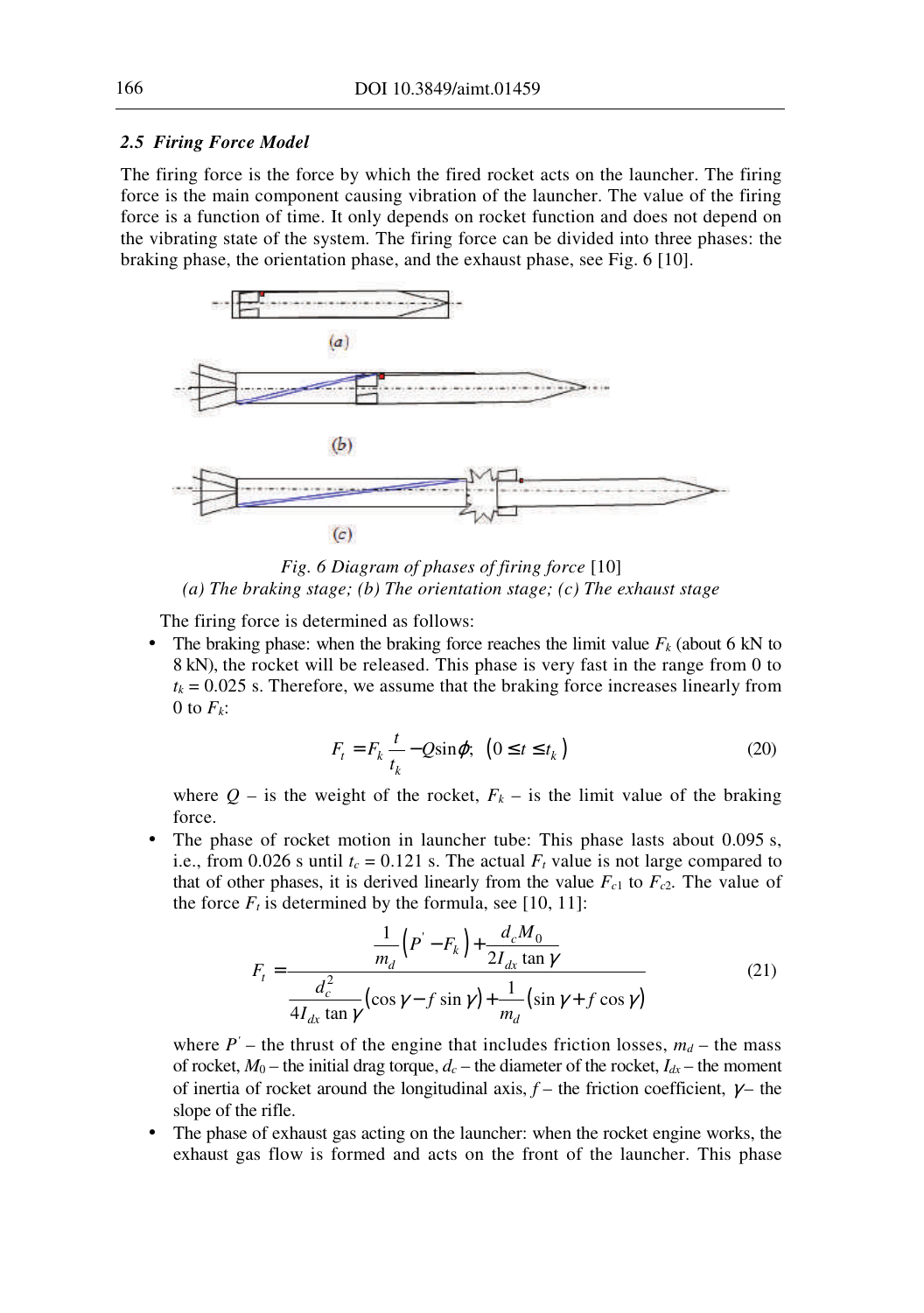### 2.5 Firing Force Model

The firing force is the force by which the fired rocket acts on the launcher. The firing force is the main component causing vibration of the launcher. The value of the firing force is a function of time. It only depends on rocket function and does not depend on the vibrating state of the system. The firing force can be divided into three phases: the braking phase, the orientation phase, and the exhaust phase, see Fig. 6 [10].

*Fig. 6 Diagram of phases of firing force* [10]
*(a) The braking stage; (b) The orientation stage; (c) The exhaust stage*

The firing force is determined as follows:

- The braking phase: when the braking force reaches the limit value $F_k$ (about 6 kN to 8 kN), the rocket will be released. This phase is very fast in the range from 0 to $t_k = 0.025$ s. Therefore, we assume that the braking force increases linearly from 0 to $F_k$:

$$F_t = F_k \frac{t}{t_k} - Q\sin\varphi; \quad \left(0 \le t \le t_k\right) \tag{20}$$

  where $Q$ – is the weight of the rocket, $F_k$ – is the limit value of the braking force.

- The phase of rocket motion in launcher tube: This phase lasts about 0.095 s, i.e., from 0.026 s until $t_c = 0.121$ s. The actual $F_t$ value is not large compared to that of other phases, it is derived linearly from the value $F_{c1}$ to $F_{c2}$. The value of the force $F_t$ is determined by the formula, see [10, 11]:

$$F_t = \frac{\dfrac{1}{m_d}\left(P' - F_k\right) + \dfrac{d_c M_0}{2I_{dx}\tan\gamma}}{\dfrac{d_c^2}{4I_{dx}\tan\gamma}\left(\cos\gamma - f\sin\gamma\right) + \dfrac{1}{m_d}\left(\sin\gamma + f\cos\gamma\right)} \tag{21}$$

  where $P'$ – the thrust of the engine that includes friction losses, $m_d$ – the mass of rocket, $M_0$ – the initial drag torque, $d_c$ – the diameter of the rocket, $I_{dx}$ – the moment of inertia of rocket around the longitudinal axis, $f$ – the friction coefficient, $\gamma$ – the slope of the rifle.

- The phase of exhaust gas acting on the launcher: when the rocket engine works, the exhaust gas flow is formed and acts on the front of the launcher. This phase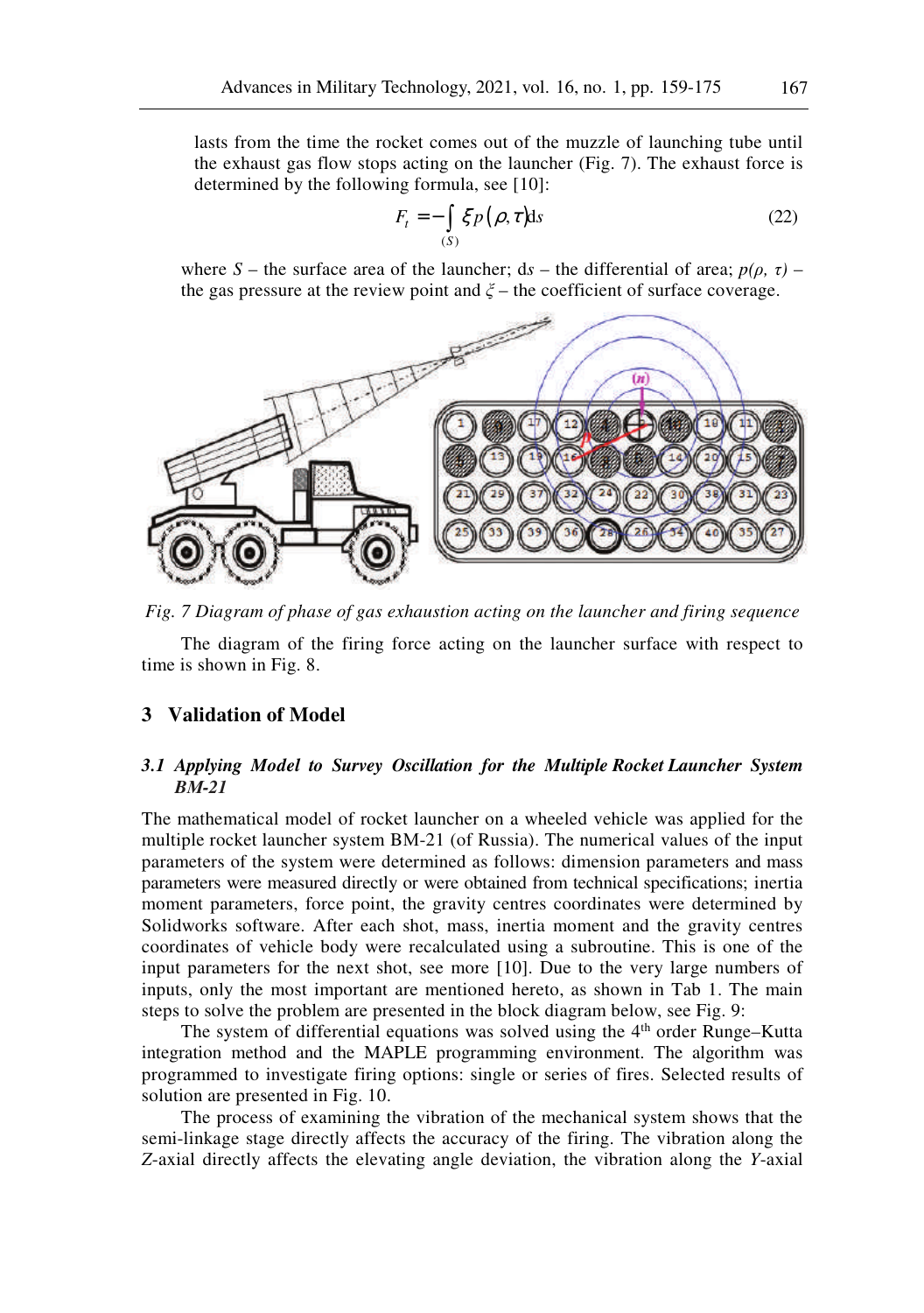lasts from the time the rocket comes out of the muzzle of launching tube until the exhaust gas flow stops acting on the launcher (Fig. 7). The exhaust force is determined by the following formula, see [10]:

$$F_t = -\int_{(S)} \xi p(\rho, \tau) \mathrm{d}s \tag{22}$$

where $S$ – the surface area of the launcher; d$s$ – the differential of area; $p(\rho, \tau)$ – the gas pressure at the review point and $\xi$ – the coefficient of surface coverage.

*Fig. 7 Diagram of phase of gas exhaustion acting on the launcher and firing sequence*

The diagram of the firing force acting on the launcher surface with respect to time is shown in Fig. 8.

## 3 Validation of Model

### *3.1 Applying Model to Survey Oscillation for the Multiple Rocket Launcher System BM-21*

The mathematical model of rocket launcher on a wheeled vehicle was applied for the multiple rocket launcher system BM-21 (of Russia). The numerical values of the input parameters of the system were determined as follows: dimension parameters and mass parameters were measured directly or were obtained from technical specifications; inertia moment parameters, force point, the gravity centres coordinates were determined by Solidworks software. After each shot, mass, inertia moment and the gravity centres coordinates of vehicle body were recalculated using a subroutine. This is one of the input parameters for the next shot, see more [10]. Due to the very large numbers of inputs, only the most important are mentioned hereto, as shown in Tab 1. The main steps to solve the problem are presented in the block diagram below, see Fig. 9:

The system of differential equations was solved using the 4th order Runge–Kutta integration method and the MAPLE programming environment. The algorithm was programmed to investigate firing options: single or series of fires. Selected results of solution are presented in Fig. 10.

The process of examining the vibration of the mechanical system shows that the semi-linkage stage directly affects the accuracy of the firing. The vibration along the $Z$-axial directly affects the elevating angle deviation, the vibration along the $Y$-axial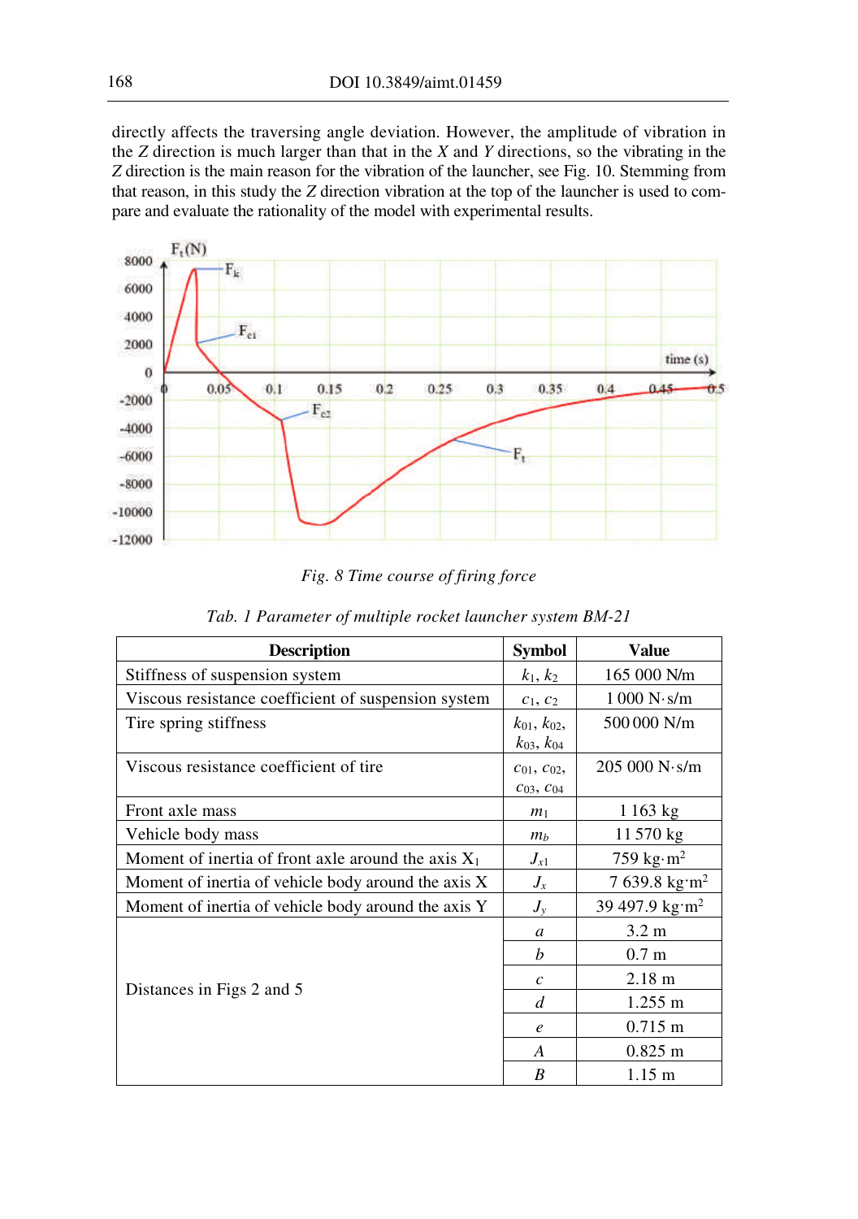directly affects the traversing angle deviation. However, the amplitude of vibration in the *Z* direction is much larger than that in the *X* and *Y* directions, so the vibrating in the *Z* direction is the main reason for the vibration of the launcher, see Fig. 10. Stemming from that reason, in this study the *Z* direction vibration at the top of the launcher is used to compare and evaluate the rationality of the model with experimental results.

*Fig. 8 Time course of firing force*

*Tab. 1 Parameter of multiple rocket launcher system BM-21*

| Description | Symbol | Value |
|---|---|---|
| Stiffness of suspension system | $k_1$, $k_2$ | 165 000 N/m |
| Viscous resistance coefficient of suspension system | $c_1$, $c_2$ | 1 000 N·s/m |
| Tire spring stiffness | $k_{01}$, $k_{02}$, $k_{03}$, $k_{04}$ | 500 000 N/m |
| Viscous resistance coefficient of tire | $c_{01}$, $c_{02}$, $c_{03}$, $c_{04}$ | 205 000 N·s/m |
| Front axle mass | $m_1$ | 1 163 kg |
| Vehicle body mass | $m_b$ | 11 570 kg |
| Moment of inertia of front axle around the axis $X_1$ | $J_{x1}$ | 759 kg·m$^2$ |
| Moment of inertia of vehicle body around the axis X | $J_x$ | 7 639.8 kg·m$^2$ |
| Moment of inertia of vehicle body around the axis Y | $J_y$ | 39 497.9 kg·m$^2$ |
| Distances in Figs 2 and 5 | $a$ | 3.2 m |
| | $b$ | 0.7 m |
| | $c$ | 2.18 m |
| | $d$ | 1.255 m |
| | $e$ | 0.715 m |
| | $A$ | 0.825 m |
| | $B$ | 1.15 m |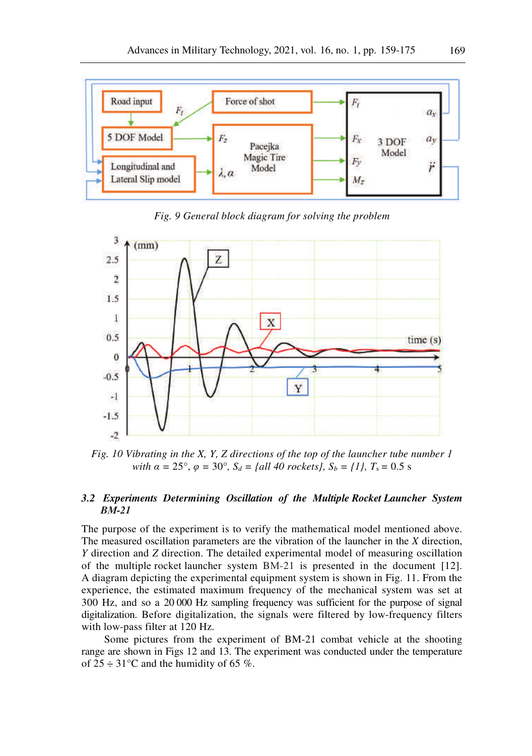Fig. 9 General block diagram for solving the problem

Fig. 10 Vibrating in the X, Y, Z directions of the top of the launcher tube number 1 with $\alpha$ = 25°, $\varphi$ = 30°, $S_d$ = {all 40 rockets}, $S_b$ = {1}, $T_s$ = 0.5 s

### 3.2 Experiments Determining Oscillation of the Multiple Rocket Launcher System BM-21

The purpose of the experiment is to verify the mathematical model mentioned above. The measured oscillation parameters are the vibration of the launcher in the $X$ direction, $Y$ direction and $Z$ direction. The detailed experimental model of measuring oscillation of the multiple rocket launcher system BM-21 is presented in the document [12]. A diagram depicting the experimental equipment system is shown in Fig. 11. From the experience, the estimated maximum frequency of the mechanical system was set at 300 Hz, and so a 20 000 Hz sampling frequency was sufficient for the purpose of signal digitalization. Before digitalization, the signals were filtered by low-frequency filters with low-pass filter at 120 Hz.

Some pictures from the experiment of BM-21 combat vehicle at the shooting range are shown in Figs 12 and 13. The experiment was conducted under the temperature of 25 ÷ 31°C and the humidity of 65 %.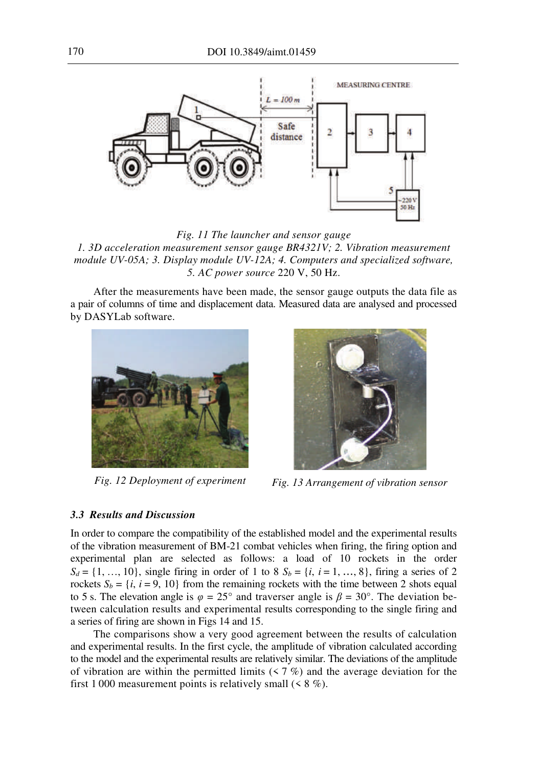*Fig. 11 The launcher and sensor gauge*
*1. 3D acceleration measurement sensor gauge BR4321V; 2. Vibration measurement module UV-05A; 3. Display module UV-12A; 4. Computers and specialized software, 5. AC power source* 220 V, 50 Hz.

After the measurements have been made, the sensor gauge outputs the data file as a pair of columns of time and displacement data. Measured data are analysed and processed by DASYLab software.

*Fig. 12 Deployment of experiment*

*Fig. 13 Arrangement of vibration sensor*

### *3.3 Results and Discussion*

In order to compare the compatibility of the established model and the experimental results of the vibration measurement of BM-21 combat vehicles when firing, the firing option and experimental plan are selected as follows: a load of 10 rockets in the order $S_d = \{1, \ldots, 10\}$, single firing in order of 1 to 8 $S_b = \{i, i = 1, \ldots, 8\}$, firing a series of 2 rockets $S_b = \{i, i = 9, 10\}$ from the remaining rockets with the time between 2 shots equal to 5 s. The elevation angle is $\varphi = 25°$ and traverser angle is $\beta = 30°$. The deviation between calculation results and experimental results corresponding to the single firing and a series of firing are shown in Figs 14 and 15.

The comparisons show a very good agreement between the results of calculation and experimental results. In the first cycle, the amplitude of vibration calculated according to the model and the experimental results are relatively similar. The deviations of the amplitude of vibration are within the permitted limits (< 7 %) and the average deviation for the first 1 000 measurement points is relatively small (< 8 %).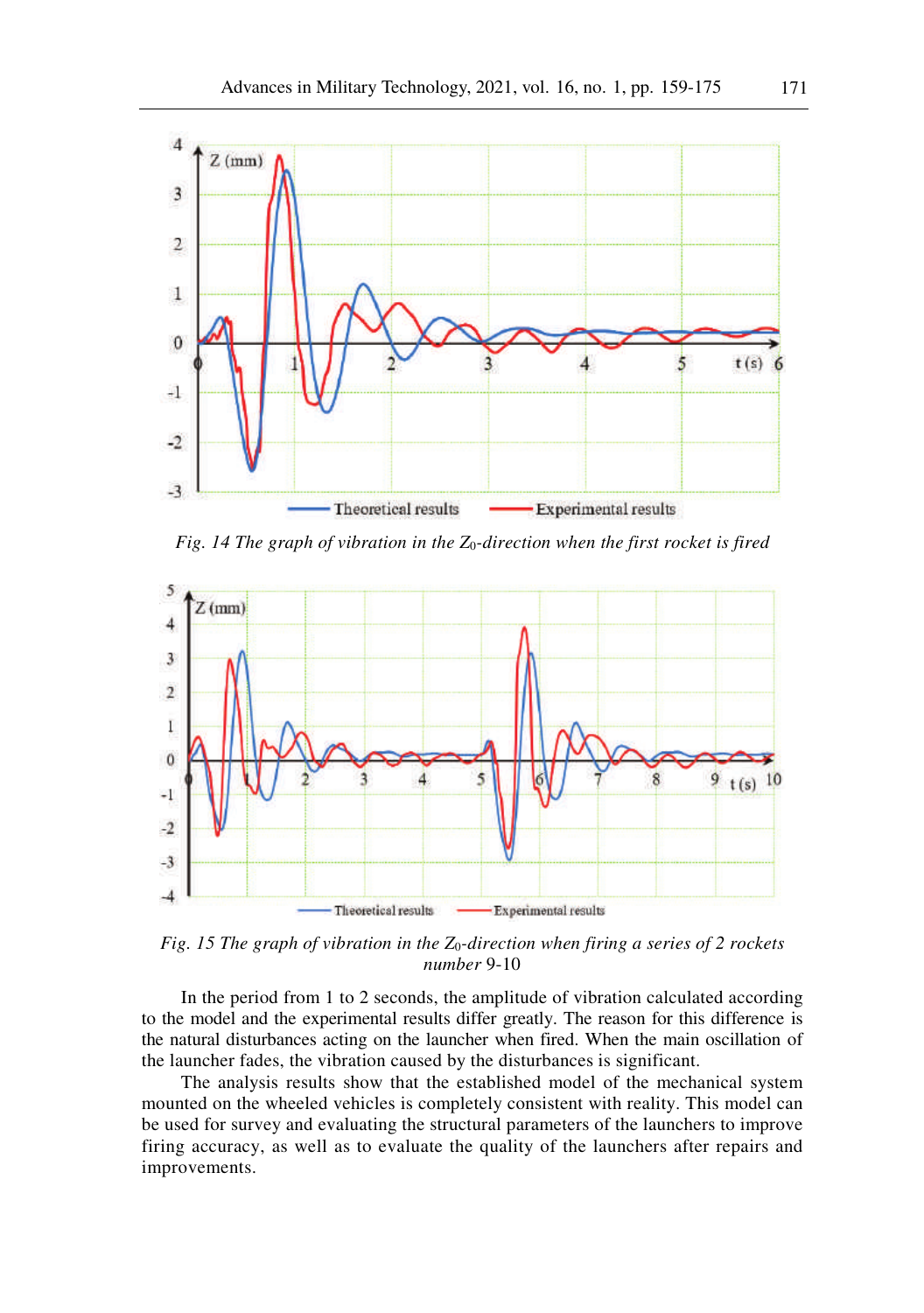*Fig. 14 The graph of vibration in the $Z_0$-direction when the first rocket is fired*

*Fig. 15 The graph of vibration in the $Z_0$-direction when firing a series of 2 rockets number* 9-10

In the period from 1 to 2 seconds, the amplitude of vibration calculated according to the model and the experimental results differ greatly. The reason for this difference is the natural disturbances acting on the launcher when fired. When the main oscillation of the launcher fades, the vibration caused by the disturbances is significant.

The analysis results show that the established model of the mechanical system mounted on the wheeled vehicles is completely consistent with reality. This model can be used for survey and evaluating the structural parameters of the launchers to improve firing accuracy, as well as to evaluate the quality of the launchers after repairs and improvements.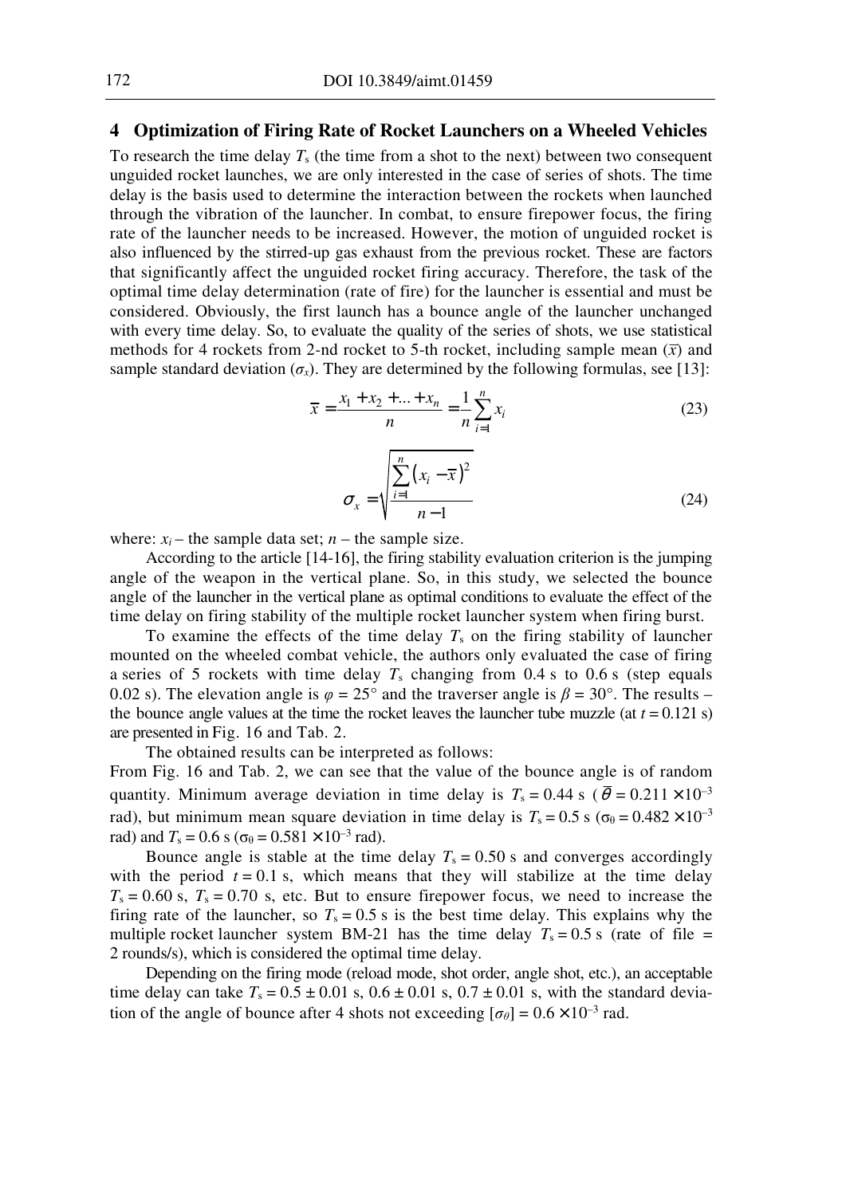## 4 Optimization of Firing Rate of Rocket Launchers on a Wheeled Vehicles

To research the time delay $T_s$ (the time from a shot to the next) between two consequent unguided rocket launches, we are only interested in the case of series of shots. The time delay is the basis used to determine the interaction between the rockets when launched through the vibration of the launcher. In combat, to ensure firepower focus, the firing rate of the launcher needs to be increased. However, the motion of unguided rocket is also influenced by the stirred-up gas exhaust from the previous rocket. These are factors that significantly affect the unguided rocket firing accuracy. Therefore, the task of the optimal time delay determination (rate of fire) for the launcher is essential and must be considered. Obviously, the first launch has a bounce angle of the launcher unchanged with every time delay. So, to evaluate the quality of the series of shots, we use statistical methods for 4 rockets from 2-nd rocket to 5-th rocket, including sample mean ($\overline{x}$) and sample standard deviation ($\sigma_x$). They are determined by the following formulas, see [13]:

$$\overline{x} = \frac{x_1 + x_2 + ... + x_n}{n} = \frac{1}{n}\sum_{i=1}^{n} x_i \tag{23}$$

$$\sigma_x = \sqrt{\frac{\sum_{i=1}^{n}\left(x_i - \overline{x}\right)^2}{n-1}} \tag{24}$$

where: $x_i$ – the sample data set; $n$ – the sample size.

According to the article [14-16], the firing stability evaluation criterion is the jumping angle of the weapon in the vertical plane. So, in this study, we selected the bounce angle of the launcher in the vertical plane as optimal conditions to evaluate the effect of the time delay on firing stability of the multiple rocket launcher system when firing burst.

To examine the effects of the time delay $T_s$ on the firing stability of launcher mounted on the wheeled combat vehicle, the authors only evaluated the case of firing a series of 5 rockets with time delay $T_s$ changing from 0.4 s to 0.6 s (step equals 0.02 s). The elevation angle is $\varphi = 25°$ and the traverser angle is $\beta = 30°$. The results – the bounce angle values at the time the rocket leaves the launcher tube muzzle (at $t = 0.121$ s) are presented in Fig. 16 and Tab. 2.

The obtained results can be interpreted as follows:

From Fig. 16 and Tab. 2, we can see that the value of the bounce angle is of random quantity. Minimum average deviation in time delay is $T_s = 0.44$ s ($\overline{\theta} = 0.211 \times 10^{-3}$ rad), but minimum mean square deviation in time delay is $T_s = 0.5$ s ($\sigma_\theta = 0.482 \times 10^{-3}$ rad) and $T_s = 0.6$ s ($\sigma_\theta = 0.581 \times 10^{-3}$ rad).

Bounce angle is stable at the time delay $T_s = 0.50$ s and converges accordingly with the period $t = 0.1$ s, which means that they will stabilize at the time delay $T_s = 0.60$ s, $T_s = 0.70$ s, etc. But to ensure firepower focus, we need to increase the firing rate of the launcher, so $T_s = 0.5$ s is the best time delay. This explains why the multiple rocket launcher system BM-21 has the time delay $T_s = 0.5$ s (rate of file = 2 rounds/s), which is considered the optimal time delay.

Depending on the firing mode (reload mode, shot order, angle shot, etc.), an acceptable time delay can take $T_s = 0.5 \pm 0.01$ s, $0.6 \pm 0.01$ s, $0.7 \pm 0.01$ s, with the standard deviation of the angle of bounce after 4 shots not exceeding $[\sigma_\theta] = 0.6 \times 10^{-3}$ rad.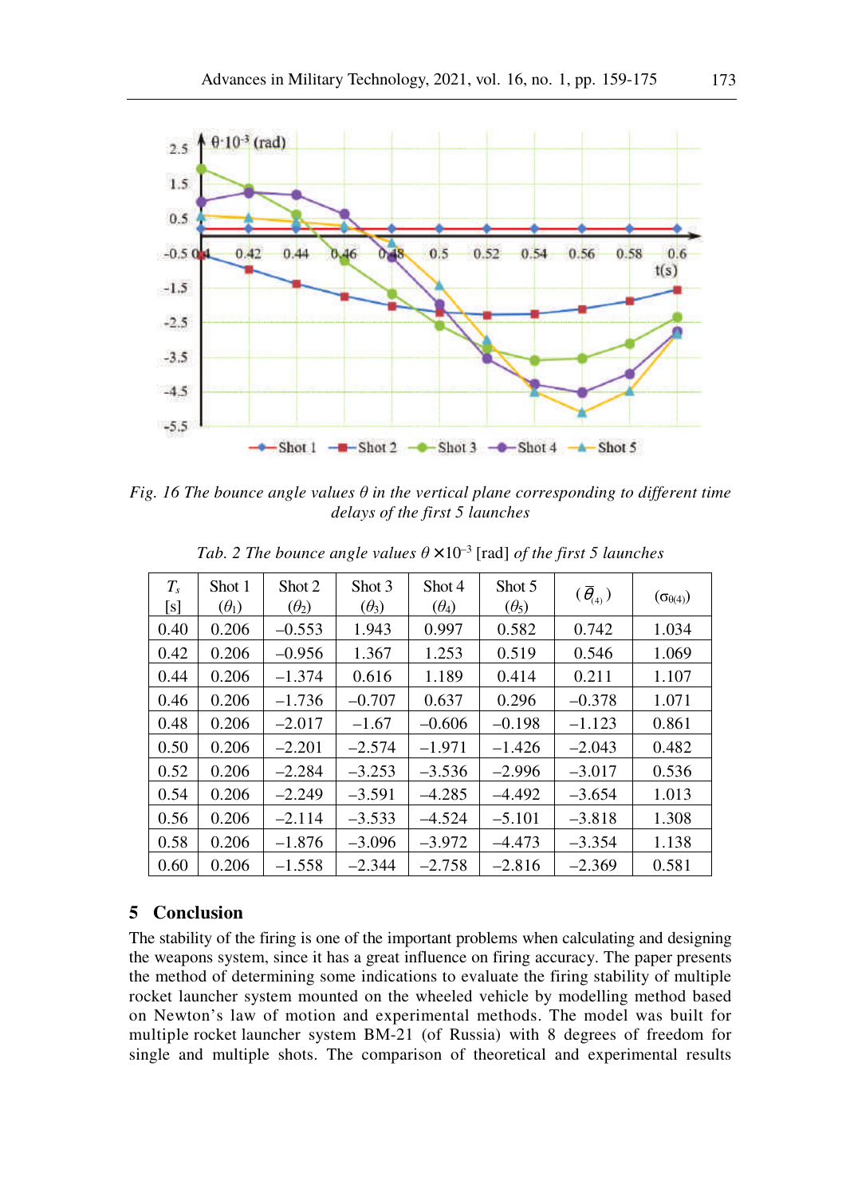*Fig. 16 The bounce angle values θ in the vertical plane corresponding to different time delays of the first 5 launches*

*Tab. 2 The bounce angle values* $\theta \times 10^{-3}$ [rad] *of the first 5 launches*

| $T_s$ [s] | Shot 1 ($\theta_1$) | Shot 2 ($\theta_2$) | Shot 3 ($\theta_3$) | Shot 4 ($\theta_4$) | Shot 5 ($\theta_5$) | ($\bar{\theta}_{(4)}$) | ($\sigma_{\theta(4)}$) |
|---|---|---|---|---|---|---|---|
| 0.40 | 0.206 | −0.553 | 1.943 | 0.997 | 0.582 | 0.742 | 1.034 |
| 0.42 | 0.206 | −0.956 | 1.367 | 1.253 | 0.519 | 0.546 | 1.069 |
| 0.44 | 0.206 | −1.374 | 0.616 | 1.189 | 0.414 | 0.211 | 1.107 |
| 0.46 | 0.206 | −1.736 | −0.707 | 0.637 | 0.296 | −0.378 | 1.071 |
| 0.48 | 0.206 | −2.017 | −1.67 | −0.606 | −0.198 | −1.123 | 0.861 |
| 0.50 | 0.206 | −2.201 | −2.574 | −1.971 | −1.426 | −2.043 | 0.482 |
| 0.52 | 0.206 | −2.284 | −3.253 | −3.536 | −2.996 | −3.017 | 0.536 |
| 0.54 | 0.206 | −2.249 | −3.591 | −4.285 | −4.492 | −3.654 | 1.013 |
| 0.56 | 0.206 | −2.114 | −3.533 | −4.524 | −5.101 | −3.818 | 1.308 |
| 0.58 | 0.206 | −1.876 | −3.096 | −3.972 | −4.473 | −3.354 | 1.138 |
| 0.60 | 0.206 | −1.558 | −2.344 | −2.758 | −2.816 | −2.369 | 0.581 |

## 5 Conclusion

The stability of the firing is one of the important problems when calculating and designing the weapons system, since it has a great influence on firing accuracy. The paper presents the method of determining some indications to evaluate the firing stability of multiple rocket launcher system mounted on the wheeled vehicle by modelling method based on Newton's law of motion and experimental methods. The model was built for multiple rocket launcher system BM-21 (of Russia) with 8 degrees of freedom for single and multiple shots. The comparison of theoretical and experimental results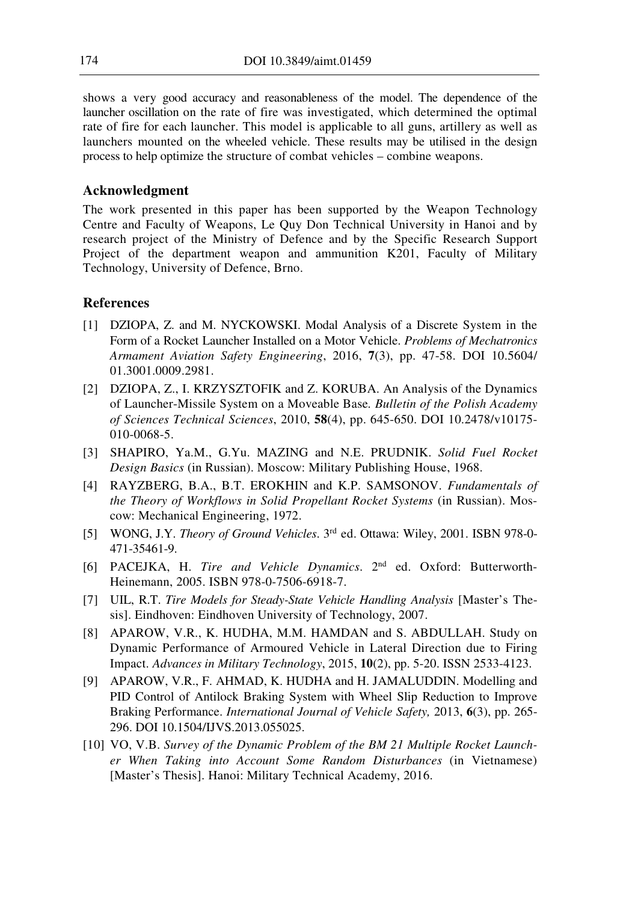shows a very good accuracy and reasonableness of the model. The dependence of the launcher oscillation on the rate of fire was investigated, which determined the optimal rate of fire for each launcher. This model is applicable to all guns, artillery as well as launchers mounted on the wheeled vehicle. These results may be utilised in the design process to help optimize the structure of combat vehicles – combine weapons.

## Acknowledgment

The work presented in this paper has been supported by the Weapon Technology Centre and Faculty of Weapons, Le Quy Don Technical University in Hanoi and by research project of the Ministry of Defence and by the Specific Research Support Project of the department weapon and ammunition K201, Faculty of Military Technology, University of Defence, Brno.

## References

[1] DZIOPA, Z. and M. NYCKOWSKI. Modal Analysis of a Discrete System in the Form of a Rocket Launcher Installed on a Motor Vehicle. *Problems of Mechatronics Armament Aviation Safety Engineering*, 2016, **7**(3), pp. 47-58. DOI 10.5604/01.3001.0009.2981.

[2] DZIOPA, Z., I. KRZYSZTOFIK and Z. KORUBA. An Analysis of the Dynamics of Launcher-Missile System on a Moveable Base. *Bulletin of the Polish Academy of Sciences Technical Sciences*, 2010, **58**(4), pp. 645-650. DOI 10.2478/v10175-010-0068-5.

[3] SHAPIRO, Ya.M., G.Yu. MAZING and N.E. PRUDNIK. *Solid Fuel Rocket Design Basics* (in Russian). Moscow: Military Publishing House, 1968.

[4] RAYZBERG, B.A., B.T. EROKHIN and K.P. SAMSONOV. *Fundamentals of the Theory of Workflows in Solid Propellant Rocket Systems* (in Russian). Moscow: Mechanical Engineering, 1972.

[5] WONG, J.Y. *Theory of Ground Vehicles*. 3rd ed. Ottawa: Wiley, 2001. ISBN 978-0-471-35461-9.

[6] PACEJKA, H. *Tire and Vehicle Dynamics*. 2nd ed. Oxford: Butterworth-Heinemann, 2005. ISBN 978-0-7506-6918-7.

[7] UIL, R.T. *Tire Models for Steady-State Vehicle Handling Analysis* [Master's Thesis]. Eindhoven: Eindhoven University of Technology, 2007.

[8] APAROW, V.R., K. HUDHA, M.M. HAMDAN and S. ABDULLAH. Study on Dynamic Performance of Armoured Vehicle in Lateral Direction due to Firing Impact. *Advances in Military Technology*, 2015, **10**(2), pp. 5-20. ISSN 2533-4123.

[9] APAROW, V.R., F. AHMAD, K. HUDHA and H. JAMALUDDIN. Modelling and PID Control of Antilock Braking System with Wheel Slip Reduction to Improve Braking Performance. *International Journal of Vehicle Safety,* 2013, **6**(3), pp. 265-296. DOI 10.1504/IJVS.2013.055025.

[10] VO, V.B. *Survey of the Dynamic Problem of the BM 21 Multiple Rocket Launcher When Taking into Account Some Random Disturbances* (in Vietnamese) [Master's Thesis]. Hanoi: Military Technical Academy, 2016.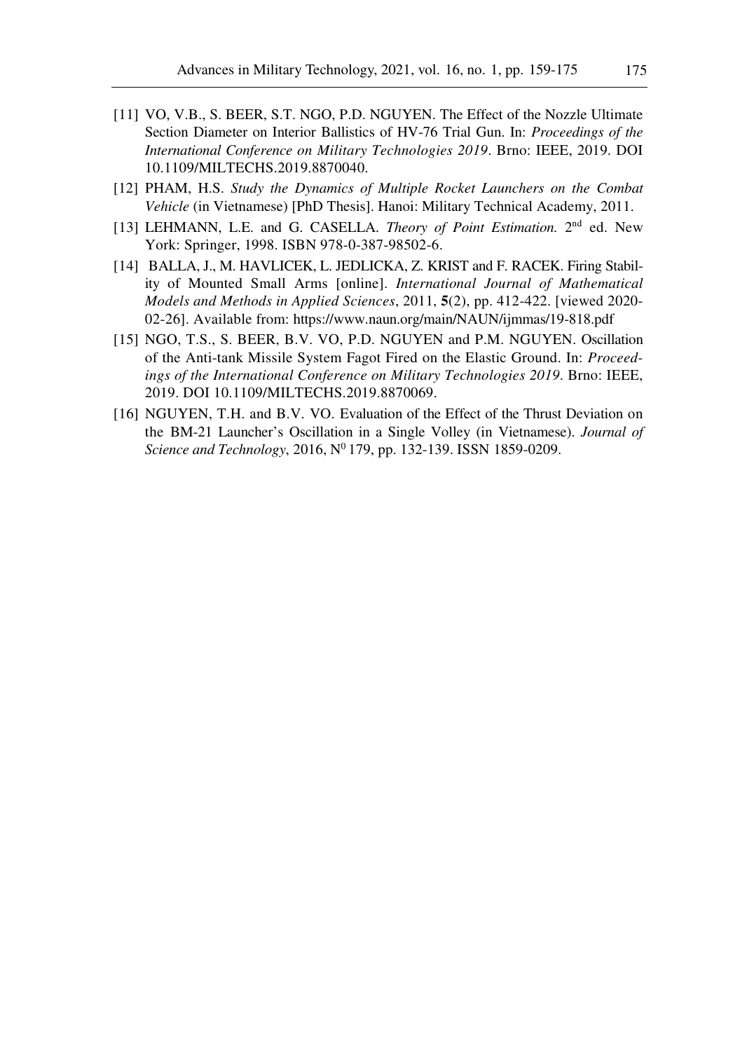[11] VO, V.B., S. BEER, S.T. NGO, P.D. NGUYEN. The Effect of the Nozzle Ultimate Section Diameter on Interior Ballistics of HV-76 Trial Gun. In: *Proceedings of the International Conference on Military Technologies 2019*. Brno: IEEE, 2019. DOI 10.1109/MILTECHS.2019.8870040.

[12] PHAM, H.S. *Study the Dynamics of Multiple Rocket Launchers on the Combat Vehicle* (in Vietnamese) [PhD Thesis]. Hanoi: Military Technical Academy, 2011.

[13] LEHMANN, L.E. and G. CASELLA. *Theory of Point Estimation.* 2nd ed. New York: Springer, 1998. ISBN 978-0-387-98502-6.

[14] BALLA, J., M. HAVLICEK, L. JEDLICKA, Z. KRIST and F. RACEK. Firing Stability of Mounted Small Arms [online]. *International Journal of Mathematical Models and Methods in Applied Sciences*, 2011, **5**(2), pp. 412-422. [viewed 2020-02-26]. Available from: https://www.naun.org/main/NAUN/ijmmas/19-818.pdf

[15] NGO, T.S., S. BEER, B.V. VO, P.D. NGUYEN and P.M. NGUYEN. Oscillation of the Anti-tank Missile System Fagot Fired on the Elastic Ground. In: *Proceedings of the International Conference on Military Technologies 2019*. Brno: IEEE, 2019. DOI 10.1109/MILTECHS.2019.8870069.

[16] NGUYEN, T.H. and B.V. VO. Evaluation of the Effect of the Thrust Deviation on the BM-21 Launcher's Oscillation in a Single Volley (in Vietnamese). *Journal of Science and Technology*, 2016, N0 179, pp. 132-139. ISSN 1859-0209.